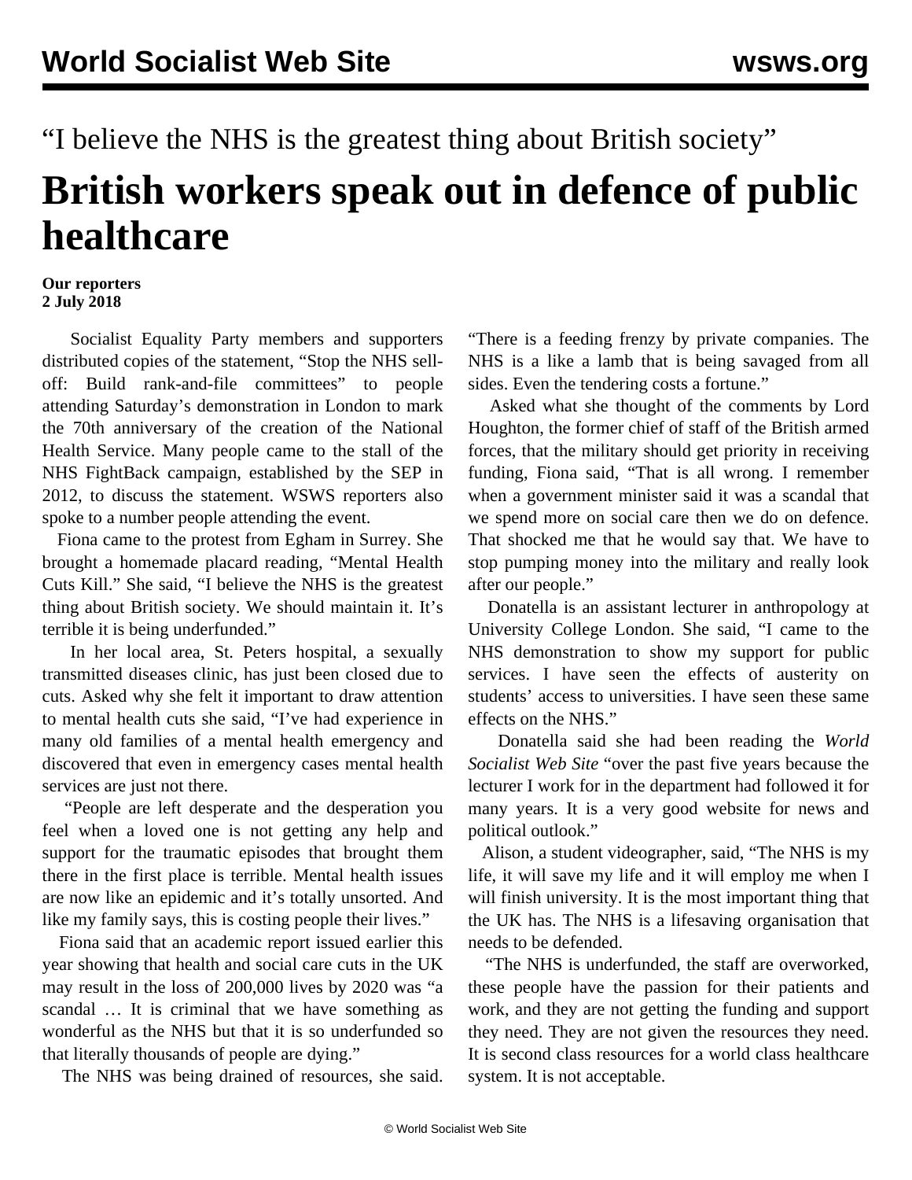“I believe the NHS is the greatest thing about British society”

# British workers speak out in defence of public healthcare

**Our reporters**
**2 July 2018**

Socialist Equality Party members and supporters distributed copies of the statement, “Stop the NHS sell-off: Build rank-and-file committees” to people attending Saturday’s demonstration in London to mark the 70th anniversary of the creation of the National Health Service. Many people came to the stall of the NHS FightBack campaign, established by the SEP in 2012, to discuss the statement. WSWS reporters also spoke to a number people attending the event.

Fiona came to the protest from Egham in Surrey. She brought a homemade placard reading, “Mental Health Cuts Kill.” She said, “I believe the NHS is the greatest thing about British society. We should maintain it. It’s terrible it is being underfunded.”

In her local area, St. Peters hospital, a sexually transmitted diseases clinic, has just been closed due to cuts. Asked why she felt it important to draw attention to mental health cuts she said, “I’ve had experience in many old families of a mental health emergency and discovered that even in emergency cases mental health services are just not there.

“People are left desperate and the desperation you feel when a loved one is not getting any help and support for the traumatic episodes that brought them there in the first place is terrible. Mental health issues are now like an epidemic and it’s totally unsorted. And like my family says, this is costing people their lives.”

Fiona said that an academic report issued earlier this year showing that health and social care cuts in the UK may result in the loss of 200,000 lives by 2020 was “a scandal … It is criminal that we have something as wonderful as the NHS but that it is so underfunded so that literally thousands of people are dying.”

The NHS was being drained of resources, she said. “There is a feeding frenzy by private companies. The NHS is a like a lamb that is being savaged from all sides. Even the tendering costs a fortune.”

Asked what she thought of the comments by Lord Houghton, the former chief of staff of the British armed forces, that the military should get priority in receiving funding, Fiona said, “That is all wrong. I remember when a government minister said it was a scandal that we spend more on social care then we do on defence. That shocked me that he would say that. We have to stop pumping money into the military and really look after our people.”

Donatella is an assistant lecturer in anthropology at University College London. She said, “I came to the NHS demonstration to show my support for public services. I have seen the effects of austerity on students’ access to universities. I have seen these same effects on the NHS.”

Donatella said she had been reading the *World Socialist Web Site* “over the past five years because the lecturer I work for in the department had followed it for many years. It is a very good website for news and political outlook.”

Alison, a student videographer, said, “The NHS is my life, it will save my life and it will employ me when I will finish university. It is the most important thing that the UK has. The NHS is a lifesaving organisation that needs to be defended.

“The NHS is underfunded, the staff are overworked, these people have the passion for their patients and work, and they are not getting the funding and support they need. They are not given the resources they need. It is second class resources for a world class healthcare system. It is not acceptable.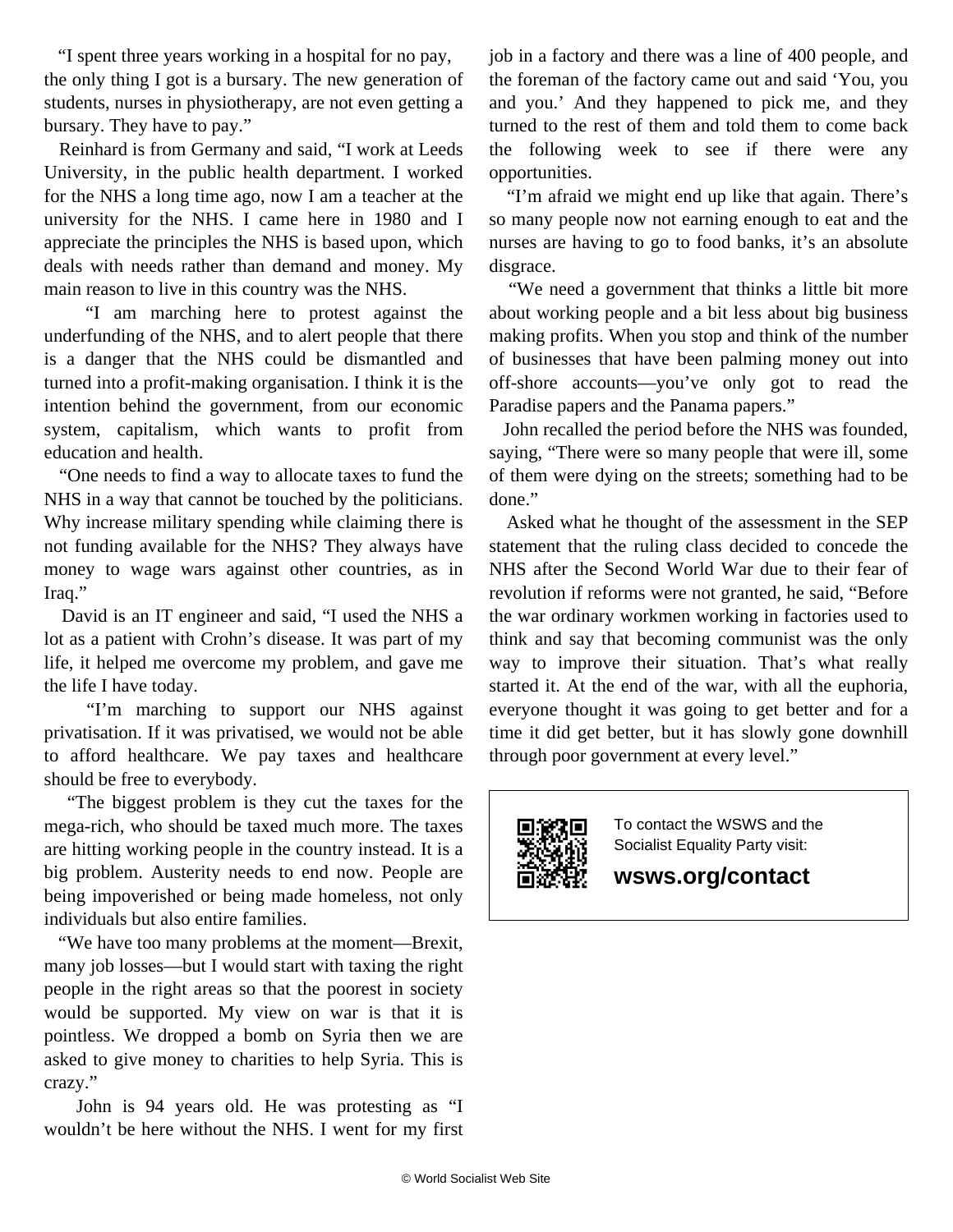"I spent three years working in a hospital for no pay, the only thing I got is a bursary. The new generation of students, nurses in physiotherapy, are not even getting a bursary. They have to pay."

Reinhard is from Germany and said, "I work at Leeds University, in the public health department. I worked for the NHS a long time ago, now I am a teacher at the university for the NHS. I came here in 1980 and I appreciate the principles the NHS is based upon, which deals with needs rather than demand and money. My main reason to live in this country was the NHS.

"I am marching here to protest against the underfunding of the NHS, and to alert people that there is a danger that the NHS could be dismantled and turned into a profit-making organisation. I think it is the intention behind the government, from our economic system, capitalism, which wants to profit from education and health.

"One needs to find a way to allocate taxes to fund the NHS in a way that cannot be touched by the politicians. Why increase military spending while claiming there is not funding available for the NHS? They always have money to wage wars against other countries, as in Iraq."

David is an IT engineer and said, "I used the NHS a lot as a patient with Crohn's disease. It was part of my life, it helped me overcome my problem, and gave me the life I have today.

"I'm marching to support our NHS against privatisation. If it was privatised, we would not be able to afford healthcare. We pay taxes and healthcare should be free to everybody.

"The biggest problem is they cut the taxes for the mega-rich, who should be taxed much more. The taxes are hitting working people in the country instead. It is a big problem. Austerity needs to end now. People are being impoverished or being made homeless, not only individuals but also entire families.

"We have too many problems at the moment—Brexit, many job losses—but I would start with taxing the right people in the right areas so that the poorest in society would be supported. My view on war is that it is pointless. We dropped a bomb on Syria then we are asked to give money to charities to help Syria. This is crazy."

John is 94 years old. He was protesting as "I wouldn't be here without the NHS. I went for my first job in a factory and there was a line of 400 people, and the foreman of the factory came out and said 'You, you and you.' And they happened to pick me, and they turned to the rest of them and told them to come back the following week to see if there were any opportunities.

"I'm afraid we might end up like that again. There's so many people now not earning enough to eat and the nurses are having to go to food banks, it's an absolute disgrace.

"We need a government that thinks a little bit more about working people and a bit less about big business making profits. When you stop and think of the number of businesses that have been palming money out into off-shore accounts—you've only got to read the Paradise papers and the Panama papers."

John recalled the period before the NHS was founded, saying, "There were so many people that were ill, some of them were dying on the streets; something had to be done."

Asked what he thought of the assessment in the SEP statement that the ruling class decided to concede the NHS after the Second World War due to their fear of revolution if reforms were not granted, he said, "Before the war ordinary workmen working in factories used to think and say that becoming communist was the only way to improve their situation. That's what really started it. At the end of the war, with all the euphoria, everyone thought it was going to get better and for a time it did get better, but it has slowly gone downhill through poor government at every level."

To contact the WSWS and the Socialist Equality Party visit:

**wsws.org/contact**